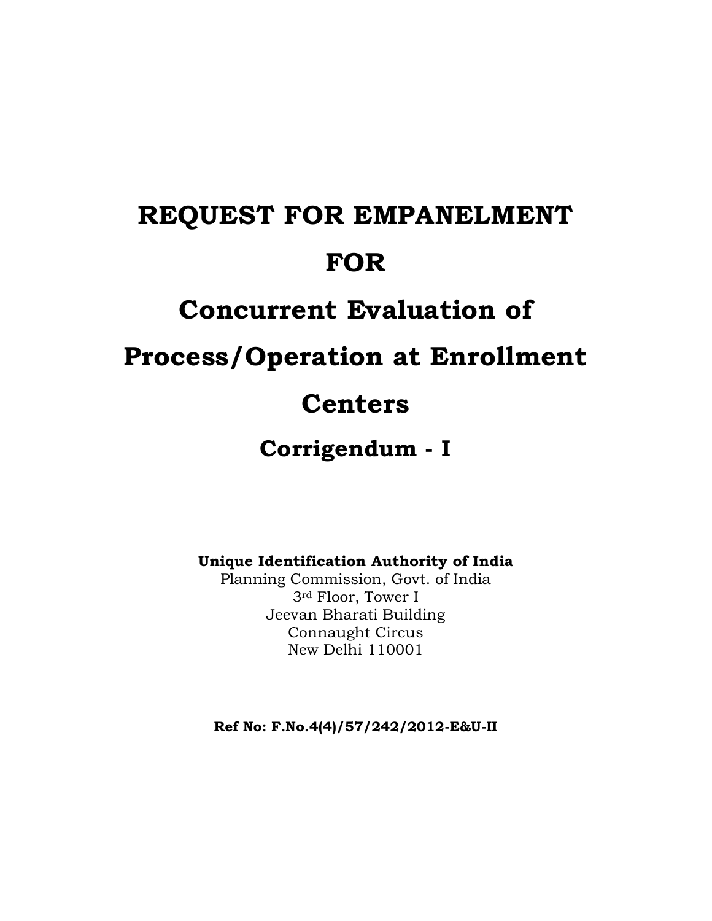# REQUEST FOR EMPANELMENT

# FOR

# Concurrent Evaluation of Process/Operation at Enrollment Centers

## Corrigendum - I

**Unique Identification Authority of India**
Planning Commission, Govt. of India
3rd Floor, Tower I
Jeevan Bharati Building
Connaught Circus
New Delhi 110001

**Ref No: F.No.4(4)/57/242/2012-E&U-II**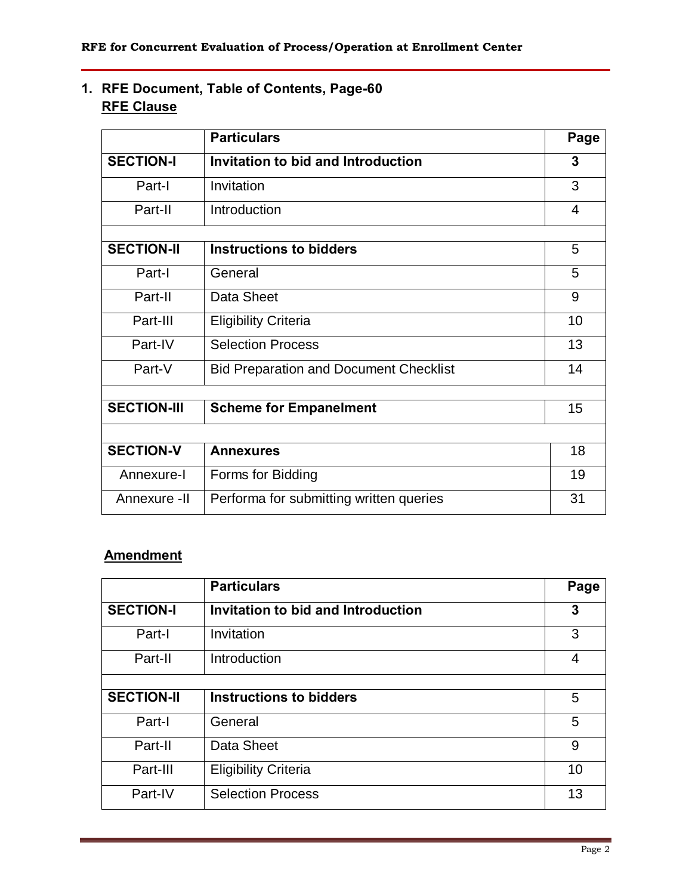## 1. RFE Document, Table of Contents, Page-60

**RFE Clause**

| | **Particulars** | **Page** |
|---|---|---|
| **SECTION-I** | **Invitation to bid and Introduction** | **3** |
| Part-I | Invitation | 3 |
| Part-II | Introduction | 4 |
| | | |
| **SECTION-II** | **Instructions to bidders** | 5 |
| Part-I | General | 5 |
| Part-II | Data Sheet | 9 |
| Part-III | Eligibility Criteria | 10 |
| Part-IV | Selection Process | 13 |
| Part-V | Bid Preparation and Document Checklist | 14 |
| | | |
| **SECTION-III** | **Scheme for Empanelment** | 15 |
| | | |
| **SECTION-V** | **Annexures** | 18 |
| Annexure-I | Forms for Bidding | 19 |
| Annexure -II | Performa for submitting written queries | 31 |

**Amendment**

| | **Particulars** | **Page** |
|---|---|---|
| **SECTION-I** | **Invitation to bid and Introduction** | **3** |
| Part-I | Invitation | 3 |
| Part-II | Introduction | 4 |
| | | |
| **SECTION-II** | **Instructions to bidders** | 5 |
| Part-I | General | 5 |
| Part-II | Data Sheet | 9 |
| Part-III | Eligibility Criteria | 10 |
| Part-IV | Selection Process | 13 |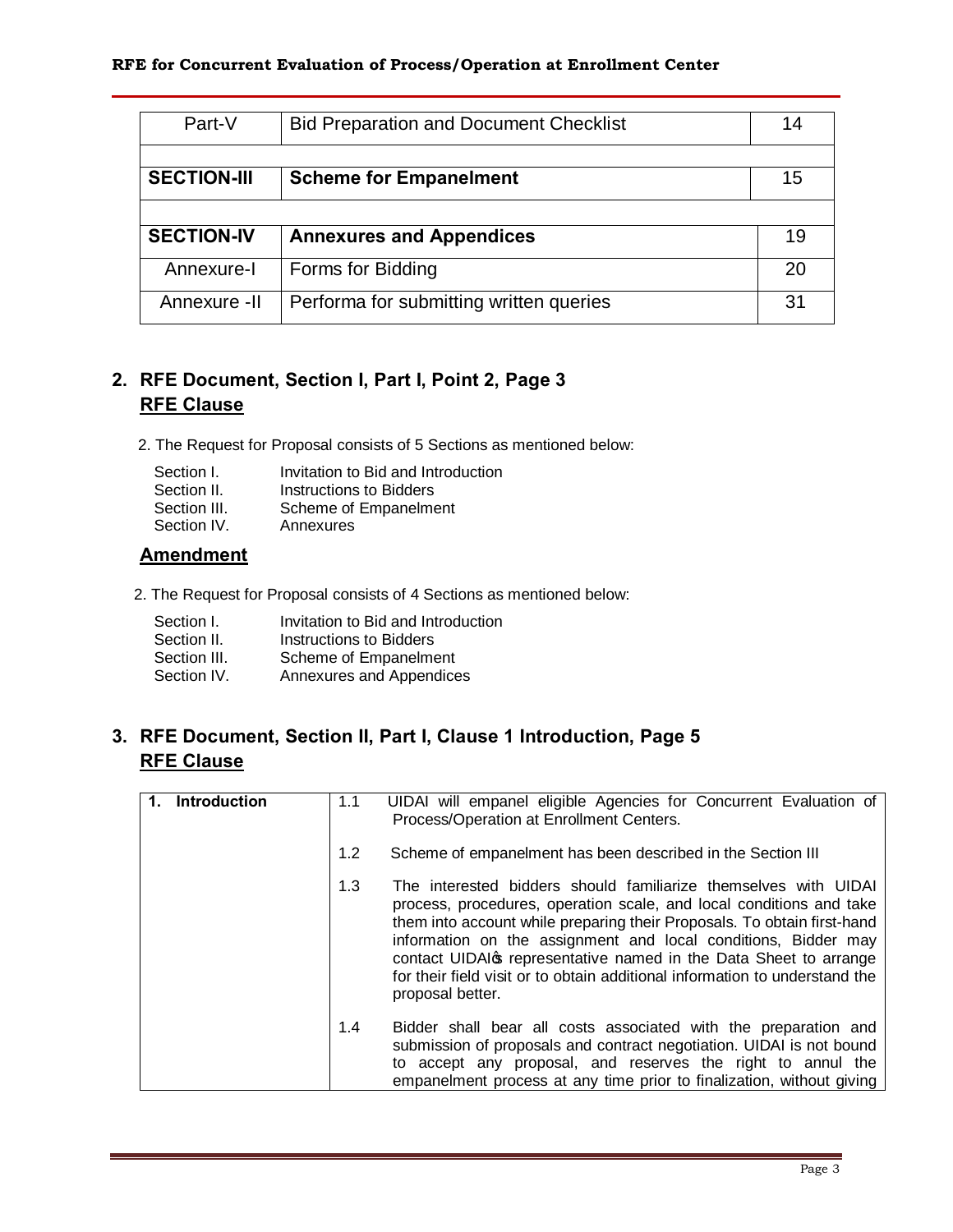| Part-V | Bid Preparation and Document Checklist | 14 |
|---|---|---|
| | | |
| **SECTION-III** | **Scheme for Empanelment** | 15 |
| | | |
| **SECTION-IV** | **Annexures and Appendices** | 19 |
| Annexure-I | Forms for Bidding | 20 |
| Annexure -II | Performa for submitting written queries | 31 |

## 2. RFE Document, Section I, Part I, Point 2, Page 3

**RFE Clause**

2. The Request for Proposal consists of 5 Sections as mentioned below:

| | |
|---|---|
| Section I. | Invitation to Bid and Introduction |
| Section II. | Instructions to Bidders |
| Section III. | Scheme of Empanelment |
| Section IV. | Annexures |

**Amendment**

2. The Request for Proposal consists of 4 Sections as mentioned below:

| | |
|---|---|
| Section I. | Invitation to Bid and Introduction |
| Section II. | Instructions to Bidders |
| Section III. | Scheme of Empanelment |
| Section IV. | Annexures and Appendices |

## 3. RFE Document, Section II, Part I, Clause 1 Introduction, Page 5

**RFE Clause**

| **1. Introduction** | | |
|---|---|---|
| | 1.1 | UIDAI will empanel eligible Agencies for Concurrent Evaluation of Process/Operation at Enrollment Centers. |
| | 1.2 | Scheme of empanelment has been described in the Section III |
| | 1.3 | The interested bidders should familiarize themselves with UIDAI process, procedures, operation scale, and local conditions and take them into account while preparing their Proposals. To obtain first-hand information on the assignment and local conditions, Bidder may contact UIDAI's representative named in the Data Sheet to arrange for their field visit or to obtain additional information to understand the proposal better. |
| | 1.4 | Bidder shall bear all costs associated with the preparation and submission of proposals and contract negotiation. UIDAI is not bound to accept any proposal, and reserves the right to annul the empanelment process at any time prior to finalization, without giving |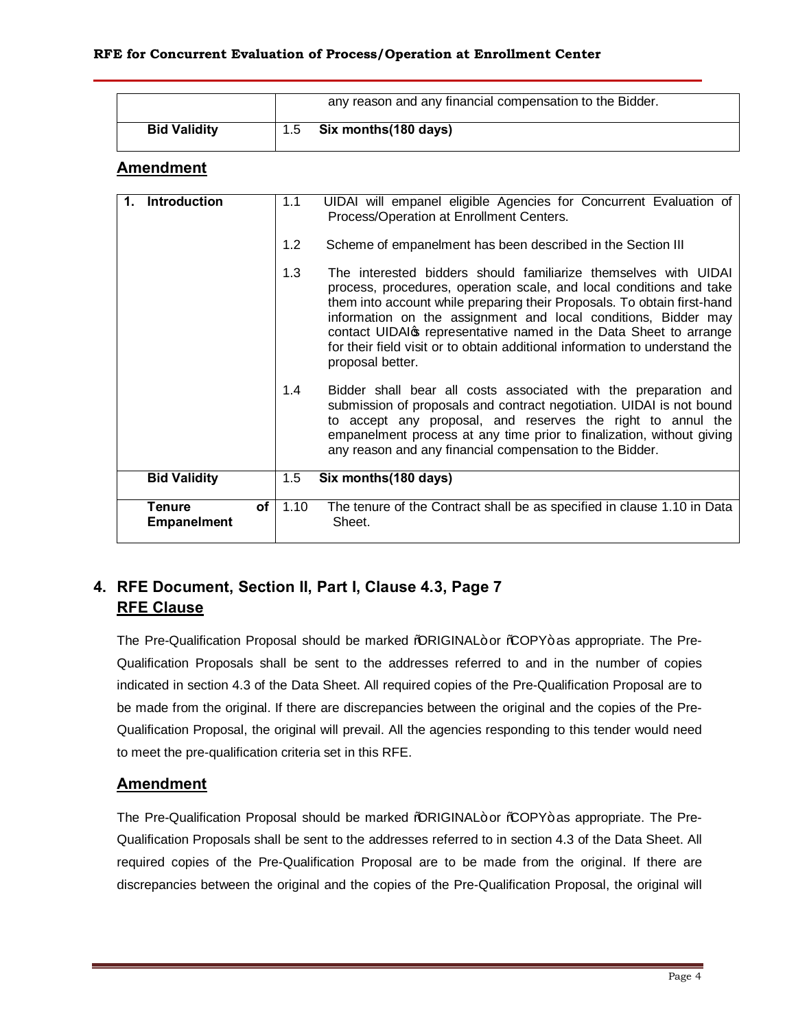| | |
|---|---|
| | any reason and any financial compensation to the Bidder. |
| **Bid Validity** | 1.5 **Six months(180 days)** |

## Amendment

| | | |
|---|---|---|
| **1. Introduction** | 1.1 | UIDAI will empanel eligible Agencies for Concurrent Evaluation of Process/Operation at Enrollment Centers. |
| | 1.2 | Scheme of empanelment has been described in the Section III |
| | 1.3 | The interested bidders should familiarize themselves with UIDAI process, procedures, operation scale, and local conditions and take them into account while preparing their Proposals. To obtain first-hand information on the assignment and local conditions, Bidder may contact UIDAI's representative named in the Data Sheet to arrange for their field visit or to obtain additional information to understand the proposal better. |
| | 1.4 | Bidder shall bear all costs associated with the preparation and submission of proposals and contract negotiation. UIDAI is not bound to accept any proposal, and reserves the right to annul the empanelment process at any time prior to finalization, without giving any reason and any financial compensation to the Bidder. |
| **Bid Validity** | 1.5 | **Six months(180 days)** |
| **Tenure of Empanelment** | 1.10 | The tenure of the Contract shall be as specified in clause 1.10 in Data Sheet. |

## 4. RFE Document, Section II, Part I, Clause 4.3, Page 7

### RFE Clause

The Pre-Qualification Proposal should be marked "ORIGINAL" or "COPY" as appropriate. The Pre-Qualification Proposals shall be sent to the addresses referred to and in the number of copies indicated in section 4.3 of the Data Sheet. All required copies of the Pre-Qualification Proposal are to be made from the original. If there are discrepancies between the original and the copies of the Pre-Qualification Proposal, the original will prevail. All the agencies responding to this tender would need to meet the pre-qualification criteria set in this RFE.

### Amendment

The Pre-Qualification Proposal should be marked "ORIGINAL" or "COPY" as appropriate. The Pre-Qualification Proposals shall be sent to the addresses referred to in section 4.3 of the Data Sheet. All required copies of the Pre-Qualification Proposal are to be made from the original. If there are discrepancies between the original and the copies of the Pre-Qualification Proposal, the original will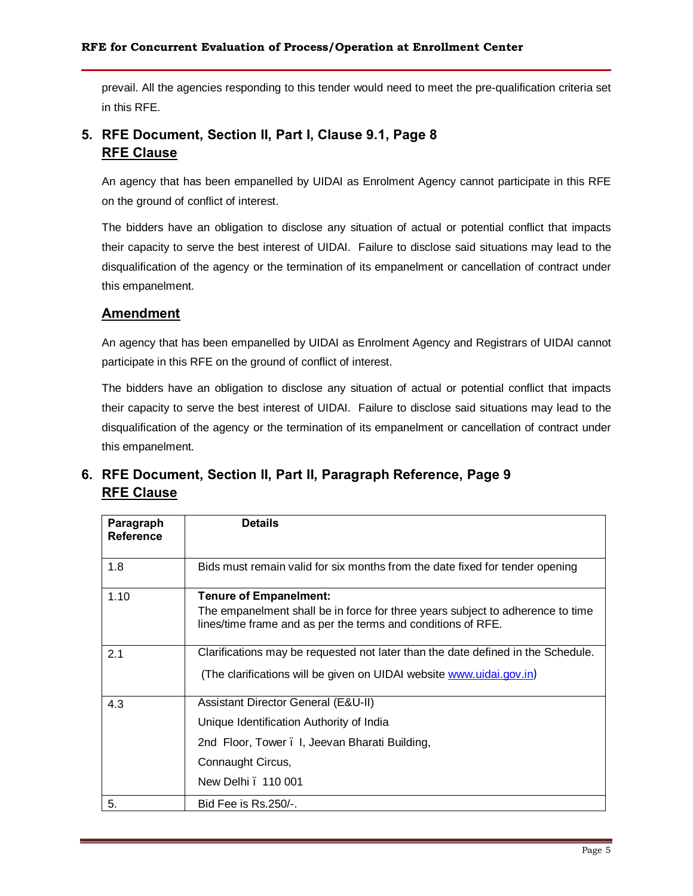prevail. All the agencies responding to this tender would need to meet the pre-qualification criteria set in this RFE.

## 5. RFE Document, Section II, Part I, Clause 9.1, Page 8

### RFE Clause

An agency that has been empanelled by UIDAI as Enrolment Agency cannot participate in this RFE on the ground of conflict of interest.

The bidders have an obligation to disclose any situation of actual or potential conflict that impacts their capacity to serve the best interest of UIDAI. Failure to disclose said situations may lead to the disqualification of the agency or the termination of its empanelment or cancellation of contract under this empanelment.

### Amendment

An agency that has been empanelled by UIDAI as Enrolment Agency and Registrars of UIDAI cannot participate in this RFE on the ground of conflict of interest.

The bidders have an obligation to disclose any situation of actual or potential conflict that impacts their capacity to serve the best interest of UIDAI. Failure to disclose said situations may lead to the disqualification of the agency or the termination of its empanelment or cancellation of contract under this empanelment.

## 6. RFE Document, Section II, Part II, Paragraph Reference, Page 9

### RFE Clause

| Paragraph Reference | Details |
|---|---|
| 1.8 | Bids must remain valid for six months from the date fixed for tender opening |
| 1.10 | **Tenure of Empanelment:** The empanelment shall be in force for three years subject to adherence to time lines/time frame and as per the terms and conditions of RFE. |
| 2.1 | Clarifications may be requested not later than the date defined in the Schedule. (The clarifications will be given on UIDAI website www.uidai.gov.in) |
| 4.3 | Assistant Director General (E&U-II)<br>Unique Identification Authority of India<br>2nd Floor, Tower – I, Jeevan Bharati Building,<br>Connaught Circus,<br>New Delhi – 110 001 |
| 5. | Bid Fee is Rs.250/-. |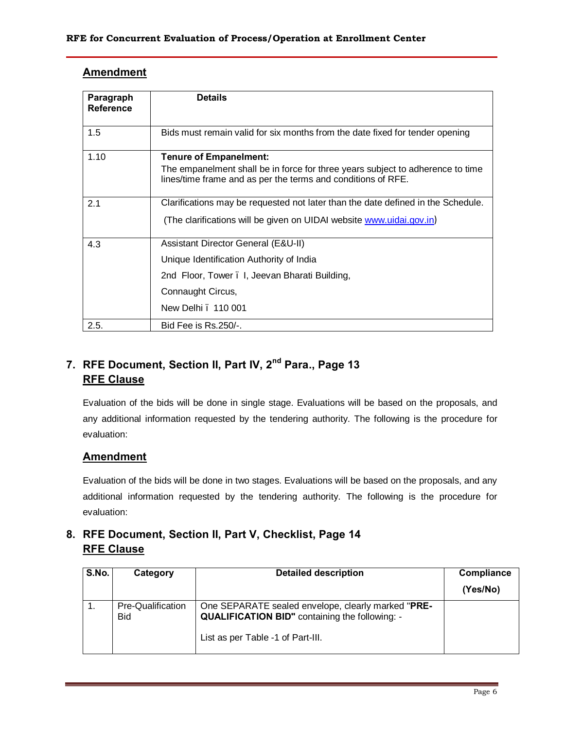## Amendment

| Paragraph Reference | Details |
|---|---|
| 1.5 | Bids must remain valid for six months from the date fixed for tender opening |
| 1.10 | **Tenure of Empanelment:** The empanelment shall be in force for three years subject to adherence to time lines/time frame and as per the terms and conditions of RFE. |
| 2.1 | Clarifications may be requested not later than the date defined in the Schedule. (The clarifications will be given on UIDAI website www.uidai.gov.in) |
| 4.3 | Assistant Director General (E&U-II) Unique Identification Authority of India 2nd Floor, Tower – I, Jeevan Bharati Building, Connaught Circus, New Delhi – 110 001 |
| 2.5. | Bid Fee is Rs.250/-. |

## 7. RFE Document, Section II, Part IV, 2nd Para., Page 13

### RFE Clause

Evaluation of the bids will be done in single stage. Evaluations will be based on the proposals, and any additional information requested by the tendering authority. The following is the procedure for evaluation:

### Amendment

Evaluation of the bids will be done in two stages. Evaluations will be based on the proposals, and any additional information requested by the tendering authority. The following is the procedure for evaluation:

## 8. RFE Document, Section II, Part V, Checklist, Page 14

### RFE Clause

| S.No. | Category | Detailed description | Compliance (Yes/No) |
|---|---|---|---|
| 1. | Pre-Qualification Bid | One SEPARATE sealed envelope, clearly marked "**PRE-QUALIFICATION BID"** containing the following: - List as per Table -1 of Part-III. | |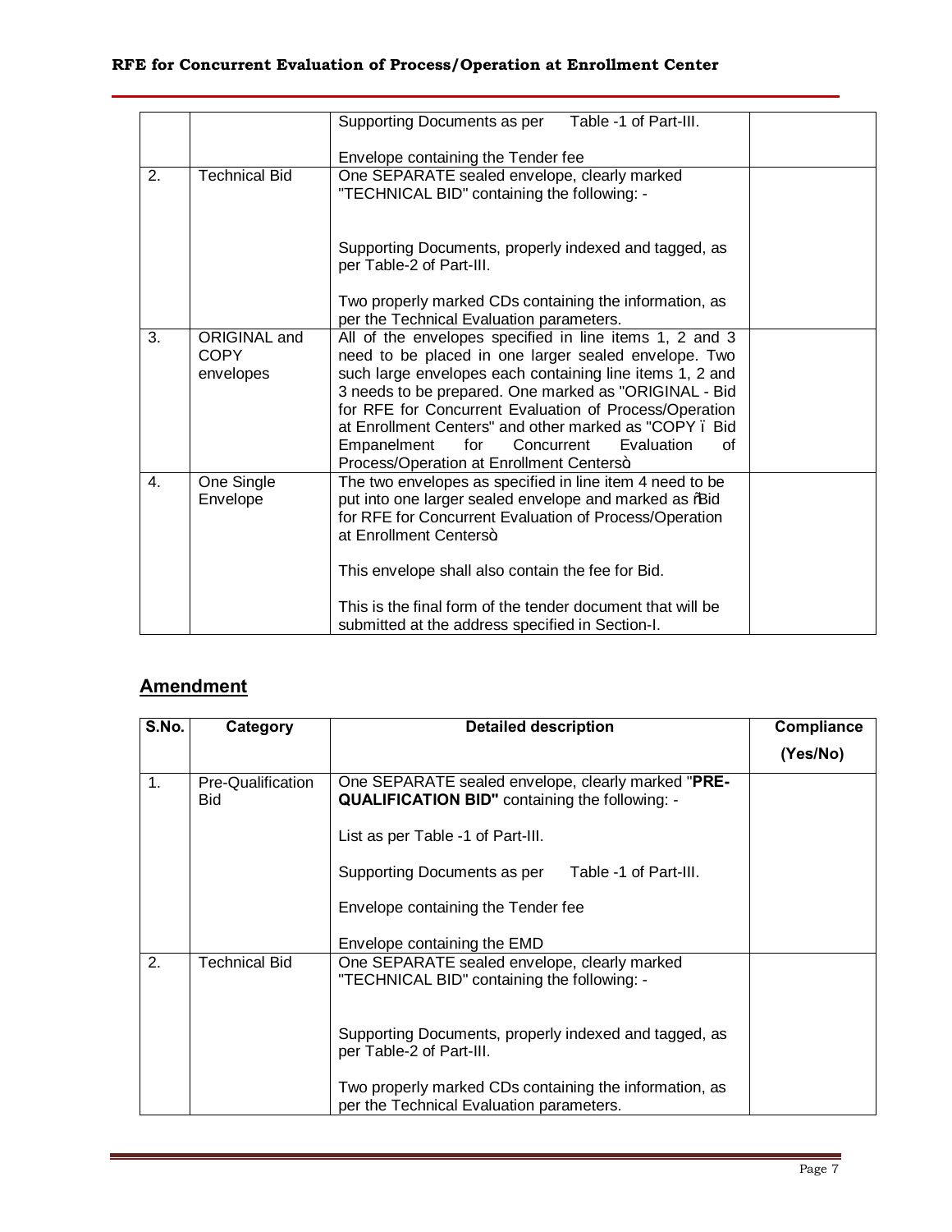| | | Supporting Documents as per Table -1 of Part-III.<br><br>Envelope containing the Tender fee | |
|---|---|---|---|
| 2. | Technical Bid | One SEPARATE sealed envelope, clearly marked "TECHNICAL BID" containing the following: -<br><br>Supporting Documents, properly indexed and tagged, as per Table-2 of Part-III.<br><br>Two properly marked CDs containing the information, as per the Technical Evaluation parameters. | |
| 3. | ORIGINAL and COPY envelopes | All of the envelopes specified in line items 1, 2 and 3 need to be placed in one larger sealed envelope. Two such large envelopes each containing line items 1, 2 and 3 needs to be prepared. One marked as "ORIGINAL - Bid for RFE for Concurrent Evaluation of Process/Operation at Enrollment Centers" and other marked as "COPY – Bid Empanelment for Concurrent Evaluation of Process/Operation at Enrollment Centers" | |
| 4. | One Single Envelope | The two envelopes as specified in line item 4 need to be put into one larger sealed envelope and marked as "Bid for RFE for Concurrent Evaluation of Process/Operation at Enrollment Centers"<br><br>This envelope shall also contain the fee for Bid.<br><br>This is the final form of the tender document that will be submitted at the address specified in Section-I. | |

## Amendment

| S.No. | Category | Detailed description | Compliance (Yes/No) |
|---|---|---|---|
| 1. | Pre-Qualification Bid | One SEPARATE sealed envelope, clearly marked "**PRE-QUALIFICATION BID"** containing the following: -<br><br>List as per Table -1 of Part-III.<br><br>Supporting Documents as per Table -1 of Part-III.<br><br>Envelope containing the Tender fee<br><br>Envelope containing the EMD | |
| 2. | Technical Bid | One SEPARATE sealed envelope, clearly marked "TECHNICAL BID" containing the following: -<br><br>Supporting Documents, properly indexed and tagged, as per Table-2 of Part-III.<br><br>Two properly marked CDs containing the information, as per the Technical Evaluation parameters. | |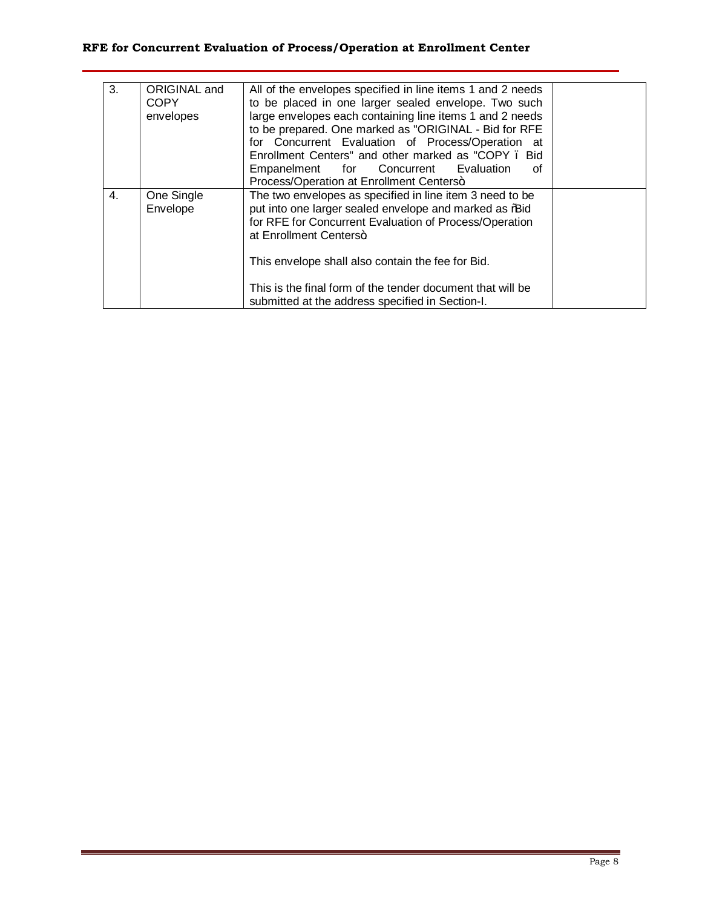| | | | |
|---|---|---|---|
| 3. | ORIGINAL and COPY envelopes | All of the envelopes specified in line items 1 and 2 needs to be placed in one larger sealed envelope. Two such large envelopes each containing line items 1 and 2 needs to be prepared. One marked as "ORIGINAL - Bid for RFE for Concurrent Evaluation of Process/Operation at Enrollment Centers" and other marked as "COPY – Bid Empanelment for Concurrent Evaluation of Process/Operation at Enrollment Centers". | |
| 4. | One Single Envelope | The two envelopes as specified in line item 3 need to be put into one larger sealed envelope and marked as "Bid for RFE for Concurrent Evaluation of Process/Operation at Enrollment Centers".<br><br>This envelope shall also contain the fee for Bid.<br><br>This is the final form of the tender document that will be submitted at the address specified in Section-I. | |